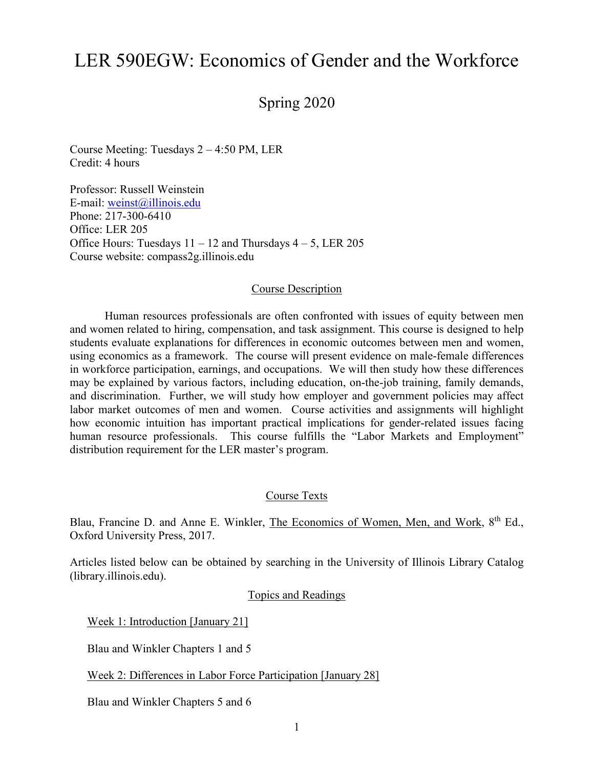# LER 590EGW: Economics of Gender and the Workforce

## Spring 2020

Course Meeting: Tuesdays 2 – 4:50 PM, LER
Credit: 4 hours

Professor: Russell Weinstein
E-mail: weinst@illinois.edu
Phone: 217-300-6410
Office: LER 205
Office Hours: Tuesdays 11 – 12 and Thursdays 4 – 5, LER 205
Course website: compass2g.illinois.edu

### Course Description

Human resources professionals are often confronted with issues of equity between men and women related to hiring, compensation, and task assignment. This course is designed to help students evaluate explanations for differences in economic outcomes between men and women, using economics as a framework. The course will present evidence on male-female differences in workforce participation, earnings, and occupations. We will then study how these differences may be explained by various factors, including education, on-the-job training, family demands, and discrimination. Further, we will study how employer and government policies may affect labor market outcomes of men and women. Course activities and assignments will highlight how economic intuition has important practical implications for gender-related issues facing human resource professionals. This course fulfills the "Labor Markets and Employment" distribution requirement for the LER master's program.

### Course Texts

Blau, Francine D. and Anne E. Winkler, The Economics of Women, Men, and Work, 8th Ed., Oxford University Press, 2017.

Articles listed below can be obtained by searching in the University of Illinois Library Catalog (library.illinois.edu).

### Topics and Readings

Week 1: Introduction [January 21]

Blau and Winkler Chapters 1 and 5

Week 2: Differences in Labor Force Participation [January 28]

Blau and Winkler Chapters 5 and 6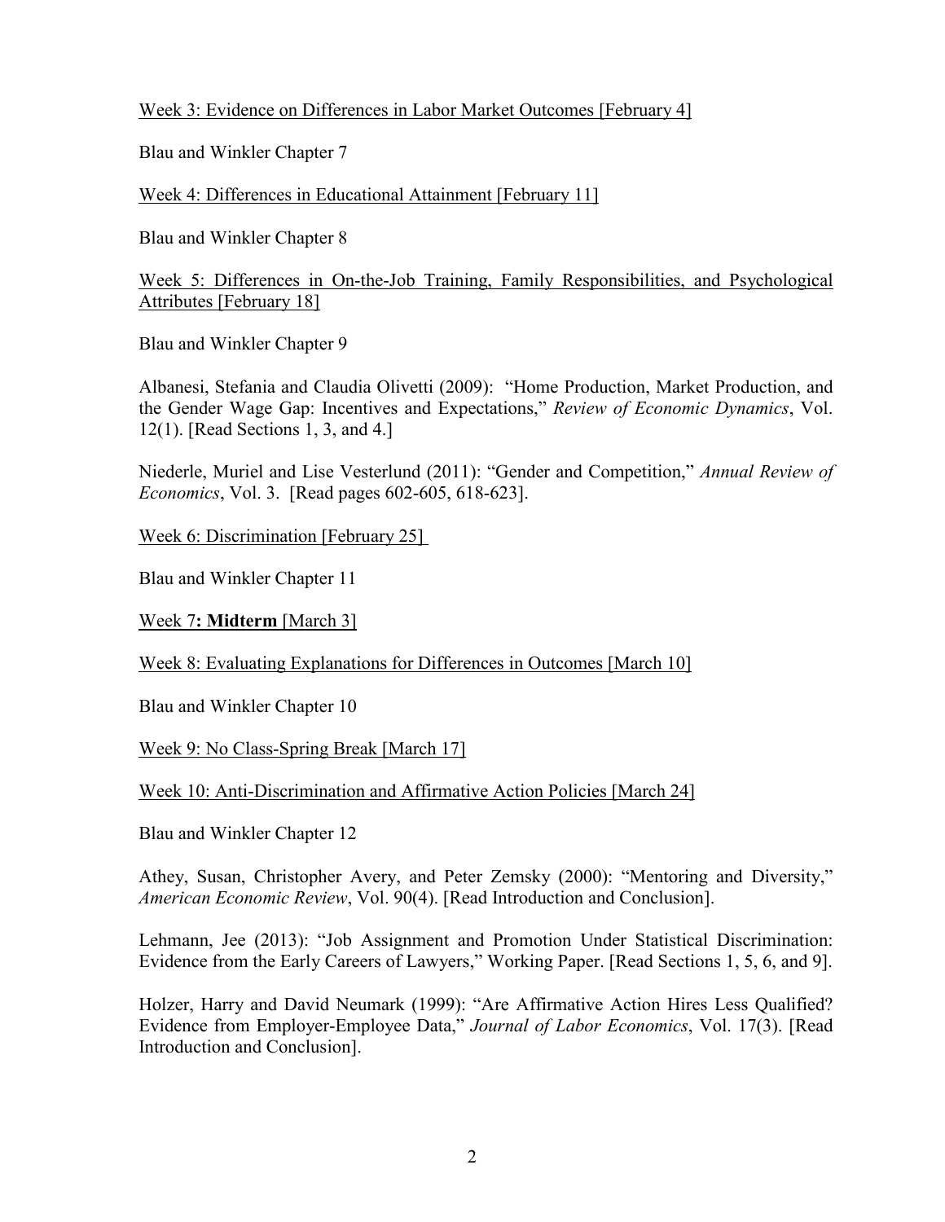<u>Week 3: Evidence on Differences in Labor Market Outcomes [February 4]</u>

Blau and Winkler Chapter 7

<u>Week 4: Differences in Educational Attainment [February 11]</u>

Blau and Winkler Chapter 8

<u>Week 5: Differences in On-the-Job Training, Family Responsibilities, and Psychological Attributes [February 18]</u>

Blau and Winkler Chapter 9

Albanesi, Stefania and Claudia Olivetti (2009): "Home Production, Market Production, and the Gender Wage Gap: Incentives and Expectations," *Review of Economic Dynamics*, Vol. 12(1). [Read Sections 1, 3, and 4.]

Niederle, Muriel and Lise Vesterlund (2011): "Gender and Competition," *Annual Review of Economics*, Vol. 3. [Read pages 602-605, 618-623].

<u>Week 6: Discrimination [February 25]</u>

Blau and Winkler Chapter 11

<u>Week 7**: Midterm** [March 3]</u>

<u>Week 8: Evaluating Explanations for Differences in Outcomes [March 10]</u>

Blau and Winkler Chapter 10

<u>Week 9: No Class-Spring Break [March 17]</u>

<u>Week 10: Anti-Discrimination and Affirmative Action Policies [March 24]</u>

Blau and Winkler Chapter 12

Athey, Susan, Christopher Avery, and Peter Zemsky (2000): "Mentoring and Diversity," *American Economic Review*, Vol. 90(4). [Read Introduction and Conclusion].

Lehmann, Jee (2013): "Job Assignment and Promotion Under Statistical Discrimination: Evidence from the Early Careers of Lawyers," Working Paper. [Read Sections 1, 5, 6, and 9].

Holzer, Harry and David Neumark (1999): "Are Affirmative Action Hires Less Qualified? Evidence from Employer-Employee Data," *Journal of Labor Economics*, Vol. 17(3). [Read Introduction and Conclusion].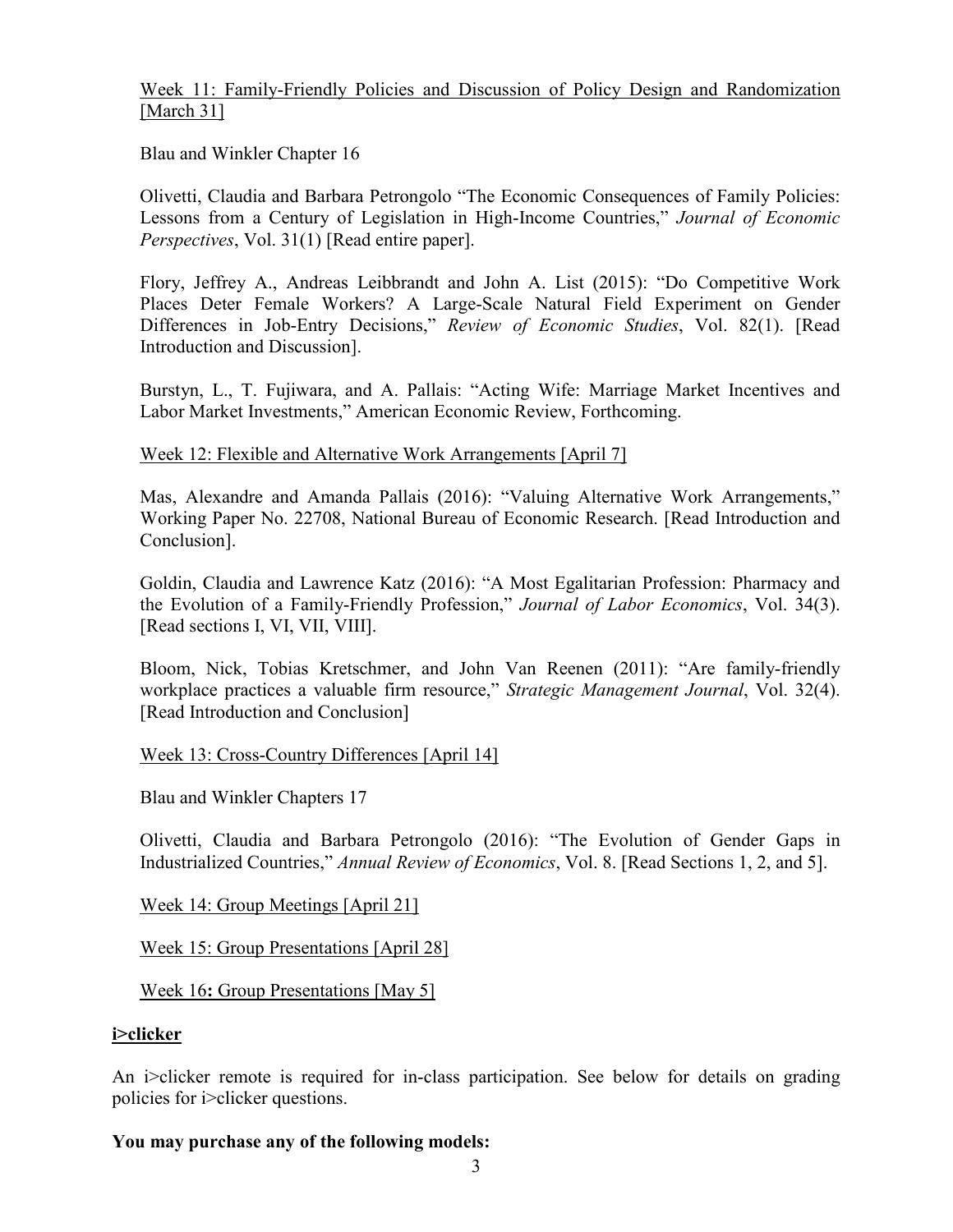Week 11: Family-Friendly Policies and Discussion of Policy Design and Randomization [March 31]

Blau and Winkler Chapter 16

Olivetti, Claudia and Barbara Petrongolo "The Economic Consequences of Family Policies: Lessons from a Century of Legislation in High-Income Countries," *Journal of Economic Perspectives*, Vol. 31(1) [Read entire paper].

Flory, Jeffrey A., Andreas Leibbrandt and John A. List (2015): "Do Competitive Work Places Deter Female Workers? A Large-Scale Natural Field Experiment on Gender Differences in Job-Entry Decisions," *Review of Economic Studies*, Vol. 82(1). [Read Introduction and Discussion].

Burstyn, L., T. Fujiwara, and A. Pallais: "Acting Wife: Marriage Market Incentives and Labor Market Investments," American Economic Review, Forthcoming.

Week 12: Flexible and Alternative Work Arrangements [April 7]

Mas, Alexandre and Amanda Pallais (2016): "Valuing Alternative Work Arrangements," Working Paper No. 22708, National Bureau of Economic Research. [Read Introduction and Conclusion].

Goldin, Claudia and Lawrence Katz (2016): "A Most Egalitarian Profession: Pharmacy and the Evolution of a Family-Friendly Profession," *Journal of Labor Economics*, Vol. 34(3). [Read sections I, VI, VII, VIII].

Bloom, Nick, Tobias Kretschmer, and John Van Reenen (2011): "Are family-friendly workplace practices a valuable firm resource," *Strategic Management Journal*, Vol. 32(4). [Read Introduction and Conclusion]

Week 13: Cross-Country Differences [April 14]

Blau and Winkler Chapters 17

Olivetti, Claudia and Barbara Petrongolo (2016): "The Evolution of Gender Gaps in Industrialized Countries," *Annual Review of Economics*, Vol. 8. [Read Sections 1, 2, and 5].

Week 14: Group Meetings [April 21]

Week 15: Group Presentations [April 28]

Week 16**:** Group Presentations [May 5]

## i>clicker

An i>clicker remote is required for in-class participation. See below for details on grading policies for i>clicker questions.

**You may purchase any of the following models:**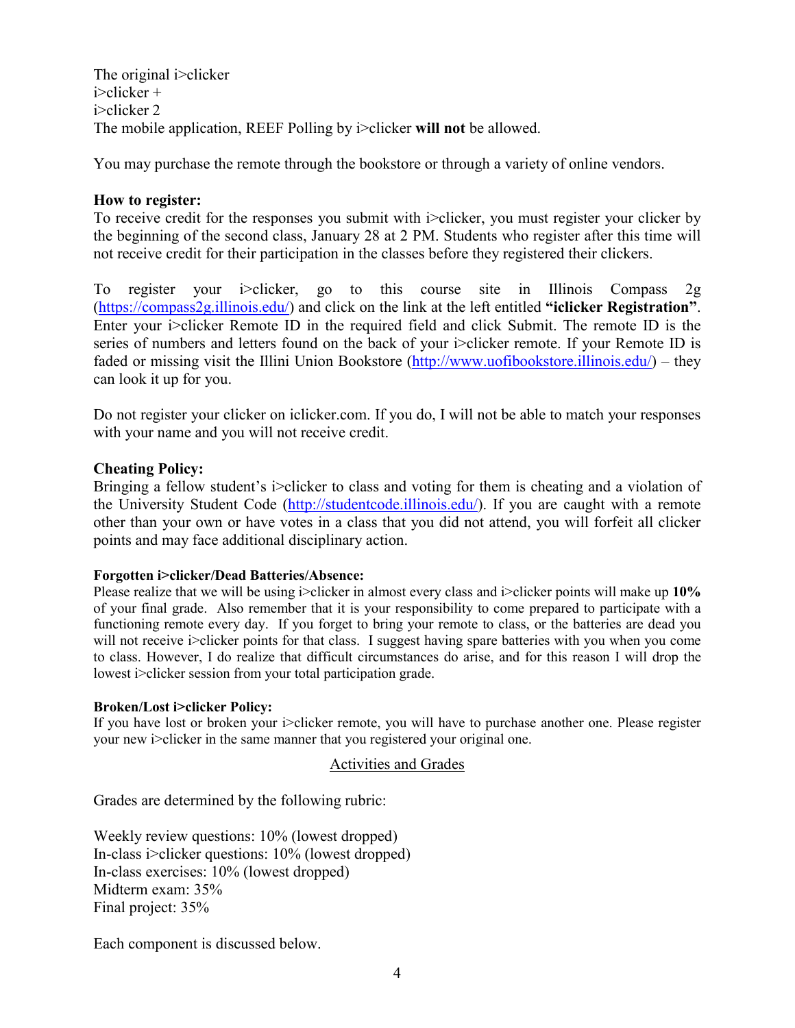The original i>clicker
i>clicker +
i>clicker 2
The mobile application, REEF Polling by i>clicker **will not** be allowed.

You may purchase the remote through the bookstore or through a variety of online vendors.

**How to register:**
To receive credit for the responses you submit with i>clicker, you must register your clicker by the beginning of the second class, January 28 at 2 PM. Students who register after this time will not receive credit for their participation in the classes before they registered their clickers.

To register your i>clicker, go to this course site in Illinois Compass 2g (https://compass2g.illinois.edu/) and click on the link at the left entitled **"iclicker Registration"**. Enter your i>clicker Remote ID in the required field and click Submit. The remote ID is the series of numbers and letters found on the back of your i>clicker remote. If your Remote ID is faded or missing visit the Illini Union Bookstore (http://www.uofibookstore.illinois.edu/) – they can look it up for you.

Do not register your clicker on iclicker.com. If you do, I will not be able to match your responses with your name and you will not receive credit.

**Cheating Policy:**
Bringing a fellow student's i>clicker to class and voting for them is cheating and a violation of the University Student Code (http://studentcode.illinois.edu/). If you are caught with a remote other than your own or have votes in a class that you did not attend, you will forfeit all clicker points and may face additional disciplinary action.

**Forgotten i>clicker/Dead Batteries/Absence:**
Please realize that we will be using i>clicker in almost every class and i>clicker points will make up **10%** of your final grade. Also remember that it is your responsibility to come prepared to participate with a functioning remote every day. If you forget to bring your remote to class, or the batteries are dead you will not receive i>clicker points for that class. I suggest having spare batteries with you when you come to class. However, I do realize that difficult circumstances do arise, and for this reason I will drop the lowest i>clicker session from your total participation grade.

**Broken/Lost i>clicker Policy:**
If you have lost or broken your i>clicker remote, you will have to purchase another one. Please register your new i>clicker in the same manner that you registered your original one.

## Activities and Grades

Grades are determined by the following rubric:

Weekly review questions: 10% (lowest dropped)
In-class i>clicker questions: 10% (lowest dropped)
In-class exercises: 10% (lowest dropped)
Midterm exam: 35%
Final project: 35%

Each component is discussed below.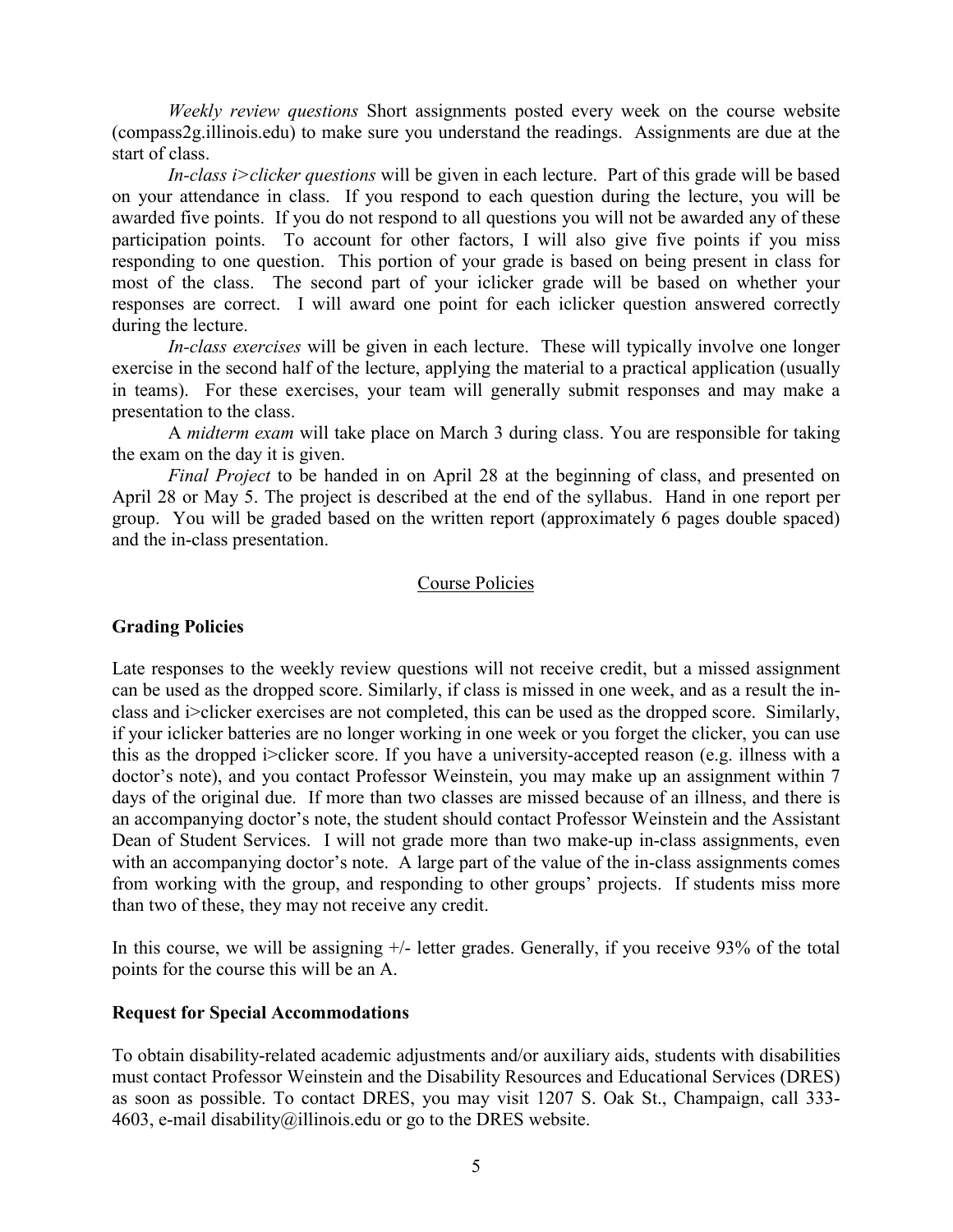*Weekly review questions* Short assignments posted every week on the course website (compass2g.illinois.edu) to make sure you understand the readings. Assignments are due at the start of class.

*In-class i>clicker questions* will be given in each lecture. Part of this grade will be based on your attendance in class. If you respond to each question during the lecture, you will be awarded five points. If you do not respond to all questions you will not be awarded any of these participation points. To account for other factors, I will also give five points if you miss responding to one question. This portion of your grade is based on being present in class for most of the class. The second part of your iclicker grade will be based on whether your responses are correct. I will award one point for each iclicker question answered correctly during the lecture.

*In-class exercises* will be given in each lecture. These will typically involve one longer exercise in the second half of the lecture, applying the material to a practical application (usually in teams). For these exercises, your team will generally submit responses and may make a presentation to the class.

A *midterm exam* will take place on March 3 during class. You are responsible for taking the exam on the day it is given.

*Final Project* to be handed in on April 28 at the beginning of class, and presented on April 28 or May 5. The project is described at the end of the syllabus. Hand in one report per group. You will be graded based on the written report (approximately 6 pages double spaced) and the in-class presentation.

## Course Policies

### Grading Policies

Late responses to the weekly review questions will not receive credit, but a missed assignment can be used as the dropped score. Similarly, if class is missed in one week, and as a result the in-class and i>clicker exercises are not completed, this can be used as the dropped score. Similarly, if your iclicker batteries are no longer working in one week or you forget the clicker, you can use this as the dropped i>clicker score. If you have a university-accepted reason (e.g. illness with a doctor's note), and you contact Professor Weinstein, you may make up an assignment within 7 days of the original due. If more than two classes are missed because of an illness, and there is an accompanying doctor's note, the student should contact Professor Weinstein and the Assistant Dean of Student Services. I will not grade more than two make-up in-class assignments, even with an accompanying doctor's note. A large part of the value of the in-class assignments comes from working with the group, and responding to other groups' projects. If students miss more than two of these, they may not receive any credit.

In this course, we will be assigning +/- letter grades. Generally, if you receive 93% of the total points for the course this will be an A.

### Request for Special Accommodations

To obtain disability-related academic adjustments and/or auxiliary aids, students with disabilities must contact Professor Weinstein and the Disability Resources and Educational Services (DRES) as soon as possible. To contact DRES, you may visit 1207 S. Oak St., Champaign, call 333-4603, e-mail disability@illinois.edu or go to the DRES website.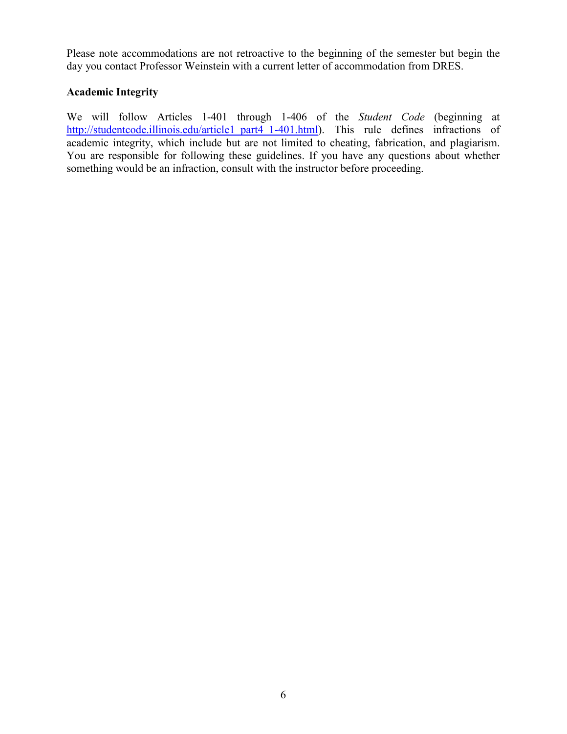Please note accommodations are not retroactive to the beginning of the semester but begin the day you contact Professor Weinstein with a current letter of accommodation from DRES.

**Academic Integrity**

We will follow Articles 1-401 through 1-406 of the *Student Code* (beginning at [http://studentcode.illinois.edu/article1_part4_1-401.html](http://studentcode.illinois.edu/article1_part4_1-401.html)). This rule defines infractions of academic integrity, which include but are not limited to cheating, fabrication, and plagiarism. You are responsible for following these guidelines. If you have any questions about whether something would be an infraction, consult with the instructor before proceeding.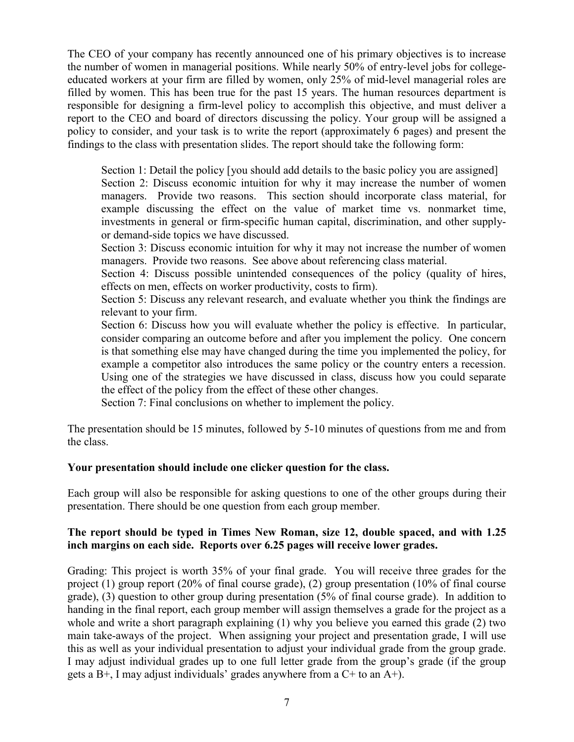The CEO of your company has recently announced one of his primary objectives is to increase the number of women in managerial positions. While nearly 50% of entry-level jobs for college-educated workers at your firm are filled by women, only 25% of mid-level managerial roles are filled by women. This has been true for the past 15 years. The human resources department is responsible for designing a firm-level policy to accomplish this objective, and must deliver a report to the CEO and board of directors discussing the policy. Your group will be assigned a policy to consider, and your task is to write the report (approximately 6 pages) and present the findings to the class with presentation slides. The report should take the following form:

> Section 1: Detail the policy [you should add details to the basic policy you are assigned]
>
> Section 2: Discuss economic intuition for why it may increase the number of women managers. Provide two reasons. This section should incorporate class material, for example discussing the effect on the value of market time vs. nonmarket time, investments in general or firm-specific human capital, discrimination, and other supply- or demand-side topics we have discussed.
>
> Section 3: Discuss economic intuition for why it may not increase the number of women managers. Provide two reasons. See above about referencing class material.
>
> Section 4: Discuss possible unintended consequences of the policy (quality of hires, effects on men, effects on worker productivity, costs to firm).
>
> Section 5: Discuss any relevant research, and evaluate whether you think the findings are relevant to your firm.
>
> Section 6: Discuss how you will evaluate whether the policy is effective. In particular, consider comparing an outcome before and after you implement the policy. One concern is that something else may have changed during the time you implemented the policy, for example a competitor also introduces the same policy or the country enters a recession. Using one of the strategies we have discussed in class, discuss how you could separate the effect of the policy from the effect of these other changes.
>
> Section 7: Final conclusions on whether to implement the policy.

The presentation should be 15 minutes, followed by 5-10 minutes of questions from me and from the class.

**Your presentation should include one clicker question for the class.**

Each group will also be responsible for asking questions to one of the other groups during their presentation. There should be one question from each group member.

**The report should be typed in Times New Roman, size 12, double spaced, and with 1.25 inch margins on each side. Reports over 6.25 pages will receive lower grades.**

Grading: This project is worth 35% of your final grade. You will receive three grades for the project (1) group report (20% of final course grade), (2) group presentation (10% of final course grade), (3) question to other group during presentation (5% of final course grade). In addition to handing in the final report, each group member will assign themselves a grade for the project as a whole and write a short paragraph explaining (1) why you believe you earned this grade (2) two main take-aways of the project. When assigning your project and presentation grade, I will use this as well as your individual presentation to adjust your individual grade from the group grade. I may adjust individual grades up to one full letter grade from the group's grade (if the group gets a B+, I may adjust individuals' grades anywhere from a C+ to an A+).